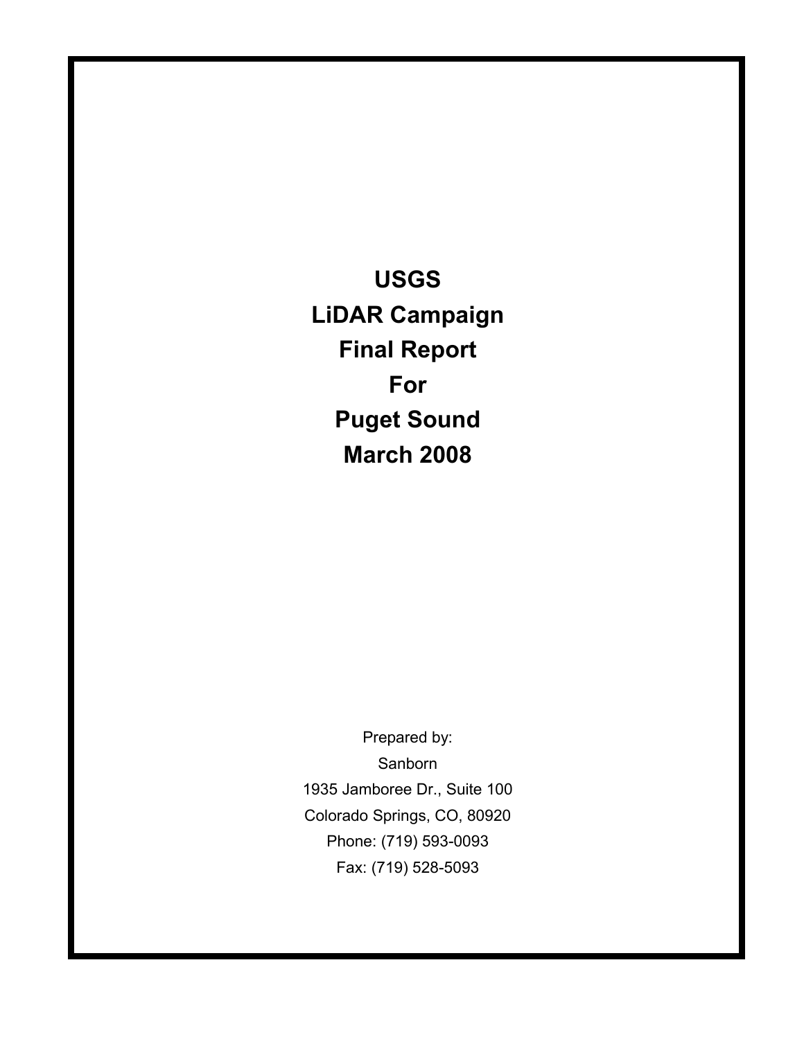# USGS
# LiDAR Campaign
# Final Report
# For
# Puget Sound
# March 2008

Prepared by:

Sanborn

1935 Jamboree Dr., Suite 100

Colorado Springs, CO, 80920

Phone: (719) 593-0093

Fax: (719) 528-5093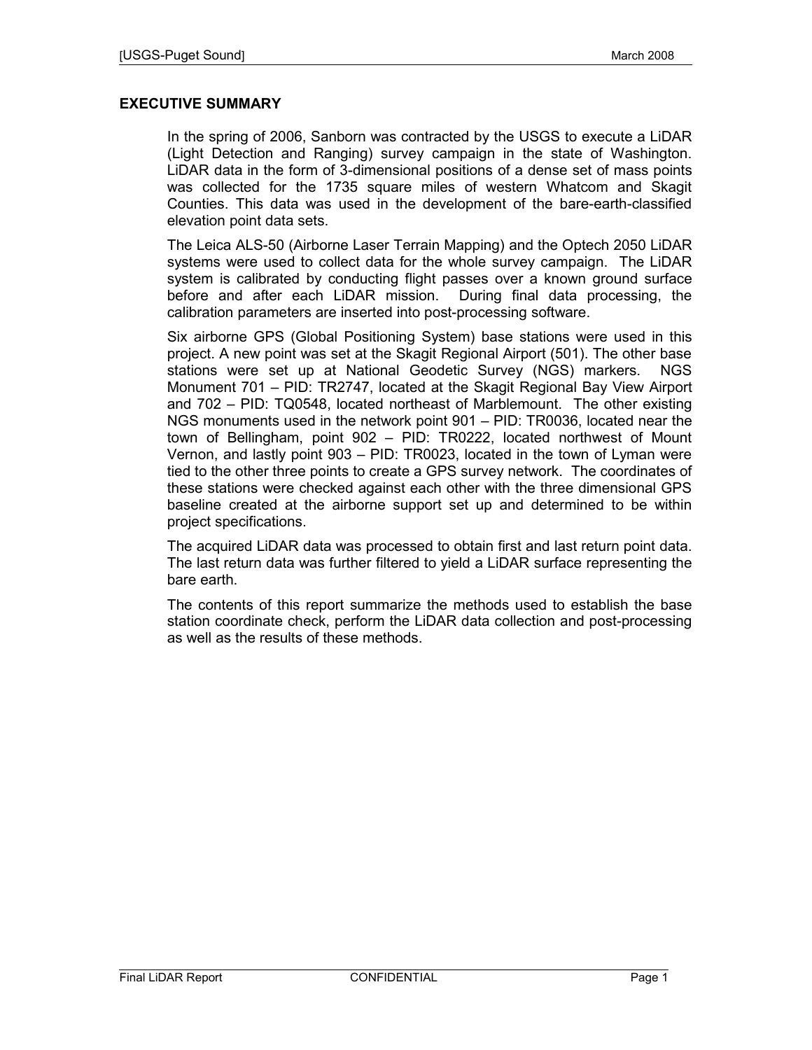## EXECUTIVE SUMMARY

In the spring of 2006, Sanborn was contracted by the USGS to execute a LiDAR (Light Detection and Ranging) survey campaign in the state of Washington. LiDAR data in the form of 3-dimensional positions of a dense set of mass points was collected for the 1735 square miles of western Whatcom and Skagit Counties. This data was used in the development of the bare-earth-classified elevation point data sets.

The Leica ALS-50 (Airborne Laser Terrain Mapping) and the Optech 2050 LiDAR systems were used to collect data for the whole survey campaign. The LiDAR system is calibrated by conducting flight passes over a known ground surface before and after each LiDAR mission. During final data processing, the calibration parameters are inserted into post-processing software.

Six airborne GPS (Global Positioning System) base stations were used in this project. A new point was set at the Skagit Regional Airport (501). The other base stations were set up at National Geodetic Survey (NGS) markers. NGS Monument 701 – PID: TR2747, located at the Skagit Regional Bay View Airport and 702 – PID: TQ0548, located northeast of Marblemount. The other existing NGS monuments used in the network point 901 – PID: TR0036, located near the town of Bellingham, point 902 – PID: TR0222, located northwest of Mount Vernon, and lastly point 903 – PID: TR0023, located in the town of Lyman were tied to the other three points to create a GPS survey network. The coordinates of these stations were checked against each other with the three dimensional GPS baseline created at the airborne support set up and determined to be within project specifications.

The acquired LiDAR data was processed to obtain first and last return point data. The last return data was further filtered to yield a LiDAR surface representing the bare earth.

The contents of this report summarize the methods used to establish the base station coordinate check, perform the LiDAR data collection and post-processing as well as the results of these methods.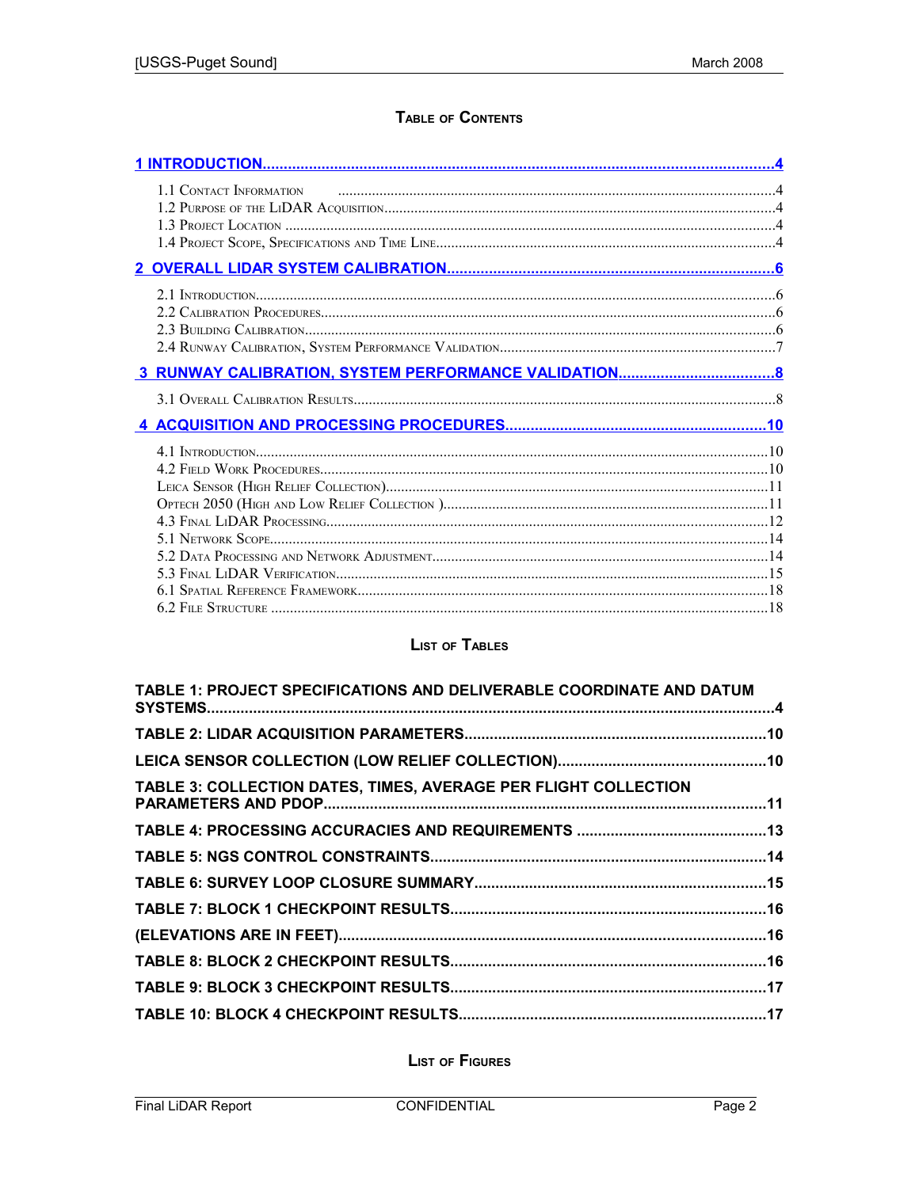# Table of Contents

1 INTRODUCTION....4

- 1.1 Contact Information....4
- 1.2 Purpose of the LiDAR Acquisition....4
- 1.3 Project Location....4
- 1.4 Project Scope, Specifications and Time Line....4

2 OVERALL LIDAR SYSTEM CALIBRATION....6

- 2.1 Introduction....6
- 2.2 Calibration Procedures....6
- 2.3 Building Calibration....6
- 2.4 Runway Calibration, System Performance Validation....7

3 RUNWAY CALIBRATION, SYSTEM PERFORMANCE VALIDATION....8

- 3.1 Overall Calibration Results....8

4 ACQUISITION AND PROCESSING PROCEDURES....10

- 4.1 Introduction....10
- 4.2 Field Work Procedures....10
- Leica Sensor (High Relief Collection)....11
- Optech 2050 (High and Low Relief Collection )....11
- 4.3 Final LiDAR Processing....12
- 5.1 Network Scope....14
- 5.2 Data Processing and Network Adjustment....14
- 5.3 Final LiDAR Verification....15
- 6.1 Spatial Reference Framework....18
- 6.2 File Structure....18

# List of Tables

TABLE 1: PROJECT SPECIFICATIONS AND DELIVERABLE COORDINATE AND DATUM SYSTEMS....4

TABLE 2: LIDAR ACQUISITION PARAMETERS....10

LEICA SENSOR COLLECTION (LOW RELIEF COLLECTION)....10

TABLE 3: COLLECTION DATES, TIMES, AVERAGE PER FLIGHT COLLECTION PARAMETERS AND PDOP....11

TABLE 4: PROCESSING ACCURACIES AND REQUIREMENTS....13

TABLE 5: NGS CONTROL CONSTRAINTS....14

TABLE 6: SURVEY LOOP CLOSURE SUMMARY....15

TABLE 7: BLOCK 1 CHECKPOINT RESULTS....16

(ELEVATIONS ARE IN FEET)....16

TABLE 8: BLOCK 2 CHECKPOINT RESULTS....16

TABLE 9: BLOCK 3 CHECKPOINT RESULTS....17

TABLE 10: BLOCK 4 CHECKPOINT RESULTS....17

# List of Figures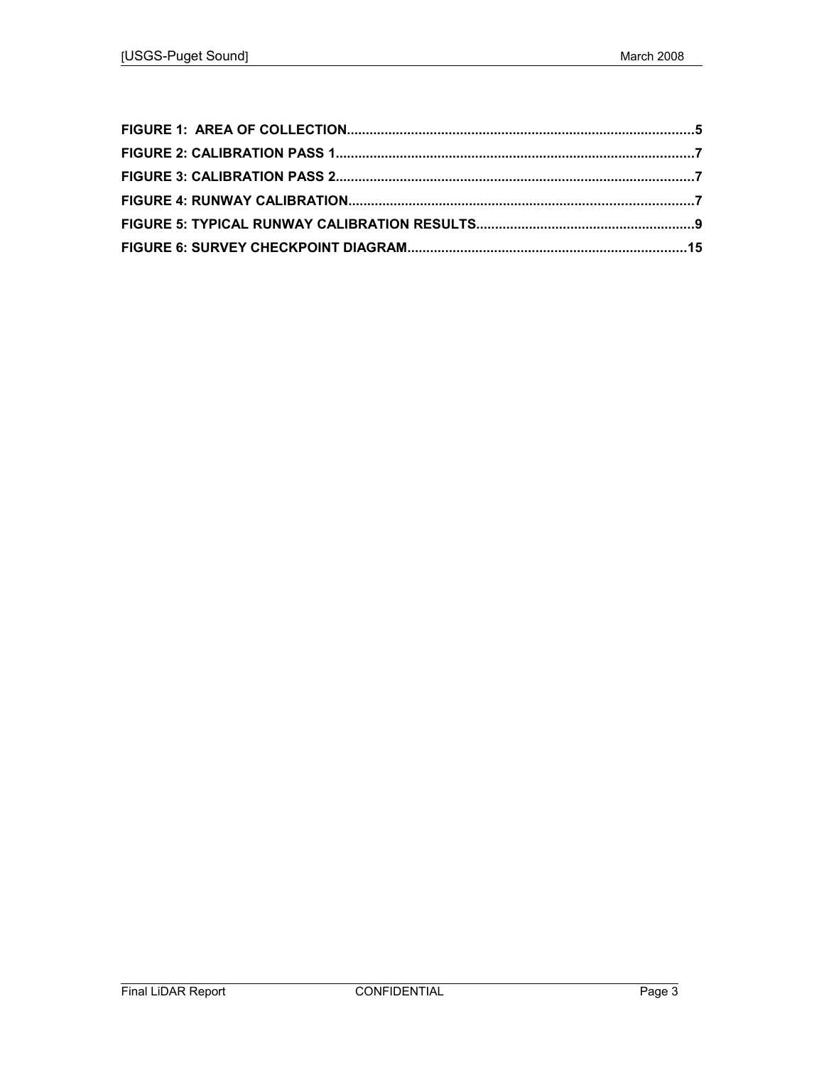**FIGURE 1: AREA OF COLLECTION**.......................................................................................**5**

**FIGURE 2: CALIBRATION PASS 1**.......................................................................................**7**

**FIGURE 3: CALIBRATION PASS 2**.......................................................................................**7**

**FIGURE 4: RUNWAY CALIBRATION**.......................................................................................**7**

**FIGURE 5: TYPICAL RUNWAY CALIBRATION RESULTS**.......................................................**9**

**FIGURE 6: SURVEY CHECKPOINT DIAGRAM**.......................................................................**15**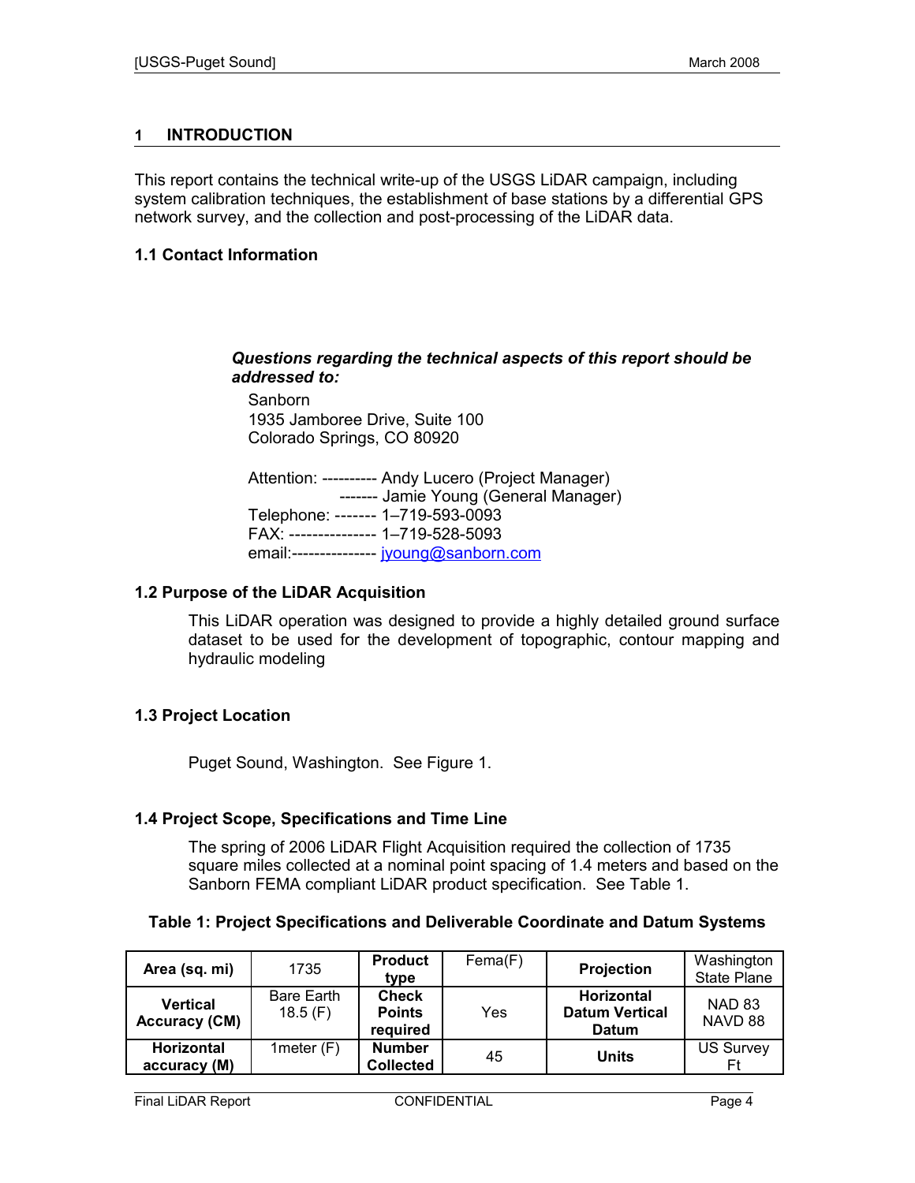# 1 INTRODUCTION

This report contains the technical write-up of the USGS LiDAR campaign, including system calibration techniques, the establishment of base stations by a differential GPS network survey, and the collection and post-processing of the LiDAR data.

## 1.1 Contact Information

***Questions regarding the technical aspects of this report should be addressed to:***

Sanborn
1935 Jamboree Drive, Suite 100
Colorado Springs, CO 80920

Attention: ---------- Andy Lucero (Project Manager)
------- Jamie Young (General Manager)
Telephone: ------- 1–719-593-0093
FAX: --------------- 1–719-528-5093
email:--------------- jyoung@sanborn.com

## 1.2 Purpose of the LiDAR Acquisition

This LiDAR operation was designed to provide a highly detailed ground surface dataset to be used for the development of topographic, contour mapping and hydraulic modeling

## 1.3 Project Location

Puget Sound, Washington. See Figure 1.

## 1.4 Project Scope, Specifications and Time Line

The spring of 2006 LiDAR Flight Acquisition required the collection of 1735 square miles collected at a nominal point spacing of 1.4 meters and based on the Sanborn FEMA compliant LiDAR product specification. See Table 1.

**Table 1: Project Specifications and Deliverable Coordinate and Datum Systems**

| **Area (sq. mi)** | 1735 | **Product type** | Fema(F) | **Projection** | Washington State Plane |
|---|---|---|---|---|---|
| **Vertical Accuracy (CM)** | Bare Earth 18.5 (F) | **Check Points required** | Yes | **Horizontal Datum Vertical Datum** | NAD 83 NAVD 88 |
| **Horizontal accuracy (M)** | 1meter (F) | **Number Collected** | 45 | **Units** | US Survey Ft |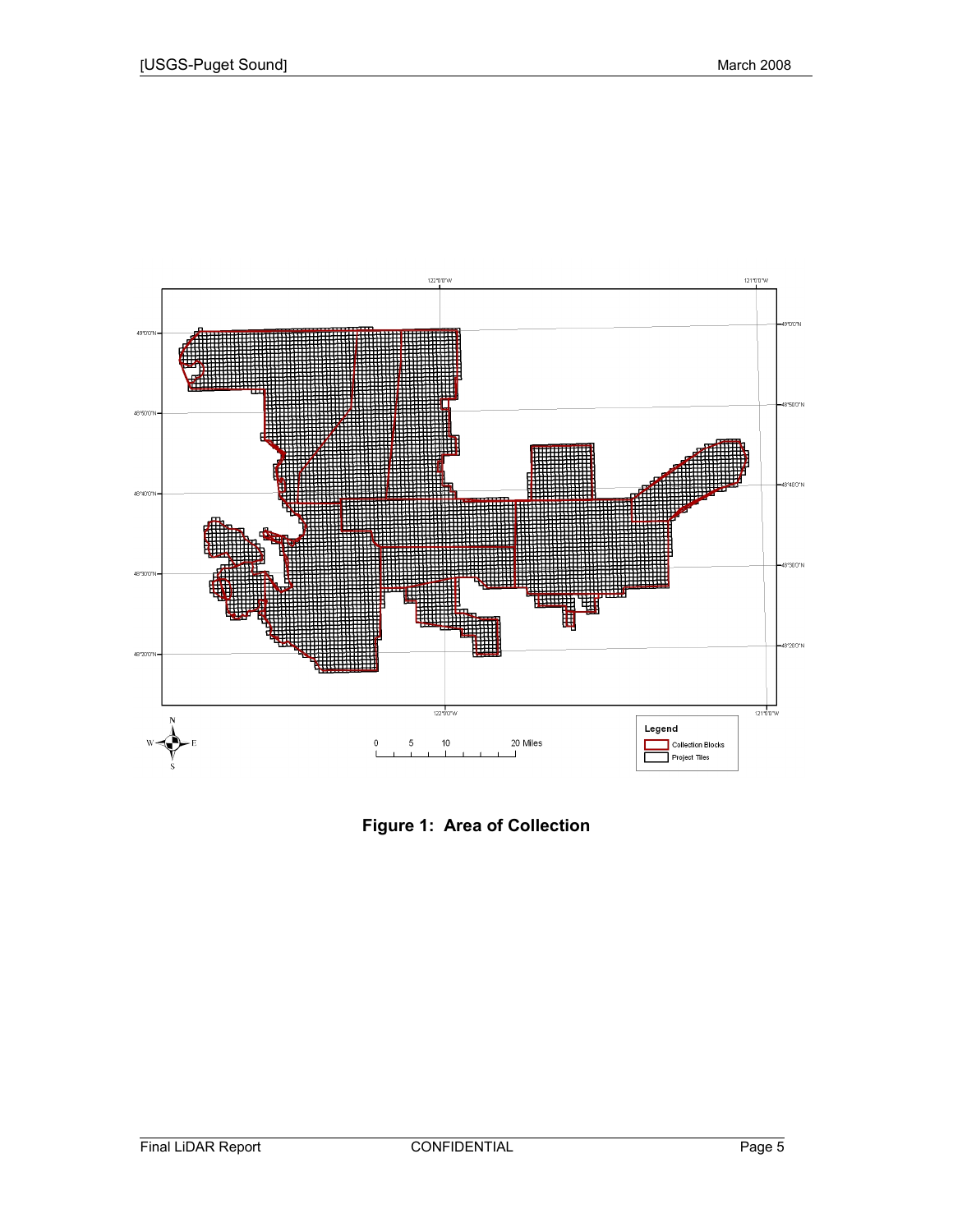**Figure 1: Area of Collection**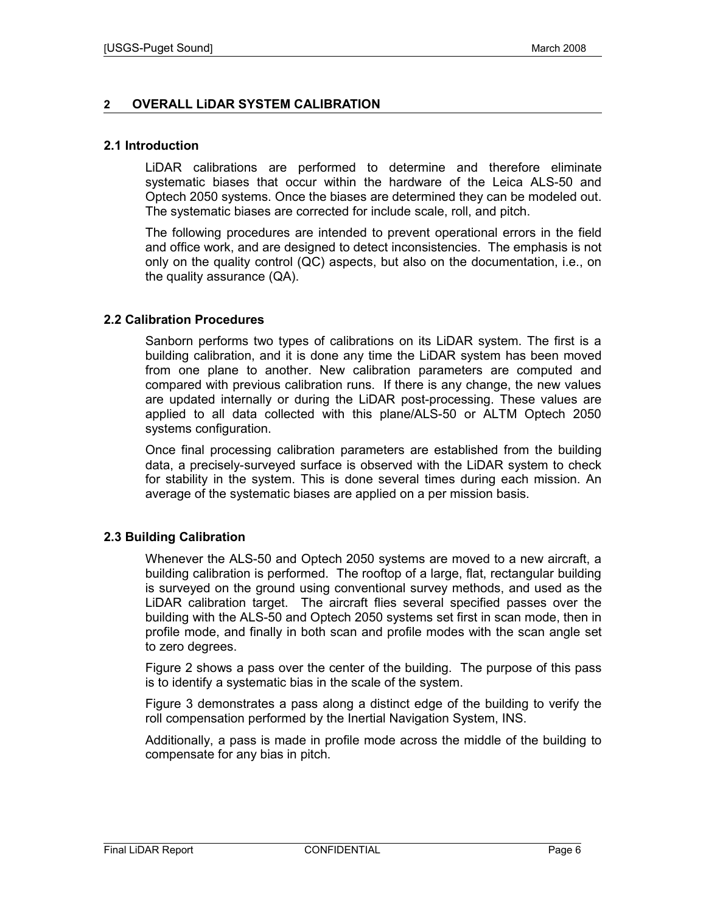## 2 OVERALL LiDAR SYSTEM CALIBRATION

### 2.1 Introduction

LiDAR calibrations are performed to determine and therefore eliminate systematic biases that occur within the hardware of the Leica ALS-50 and Optech 2050 systems. Once the biases are determined they can be modeled out. The systematic biases are corrected for include scale, roll, and pitch.

The following procedures are intended to prevent operational errors in the field and office work, and are designed to detect inconsistencies. The emphasis is not only on the quality control (QC) aspects, but also on the documentation, i.e., on the quality assurance (QA).

### 2.2 Calibration Procedures

Sanborn performs two types of calibrations on its LiDAR system. The first is a building calibration, and it is done any time the LiDAR system has been moved from one plane to another. New calibration parameters are computed and compared with previous calibration runs. If there is any change, the new values are updated internally or during the LiDAR post-processing. These values are applied to all data collected with this plane/ALS-50 or ALTM Optech 2050 systems configuration.

Once final processing calibration parameters are established from the building data, a precisely-surveyed surface is observed with the LiDAR system to check for stability in the system. This is done several times during each mission. An average of the systematic biases are applied on a per mission basis.

### 2.3 Building Calibration

Whenever the ALS-50 and Optech 2050 systems are moved to a new aircraft, a building calibration is performed. The rooftop of a large, flat, rectangular building is surveyed on the ground using conventional survey methods, and used as the LiDAR calibration target. The aircraft flies several specified passes over the building with the ALS-50 and Optech 2050 systems set first in scan mode, then in profile mode, and finally in both scan and profile modes with the scan angle set to zero degrees.

Figure 2 shows a pass over the center of the building. The purpose of this pass is to identify a systematic bias in the scale of the system.

Figure 3 demonstrates a pass along a distinct edge of the building to verify the roll compensation performed by the Inertial Navigation System, INS.

Additionally, a pass is made in profile mode across the middle of the building to compensate for any bias in pitch.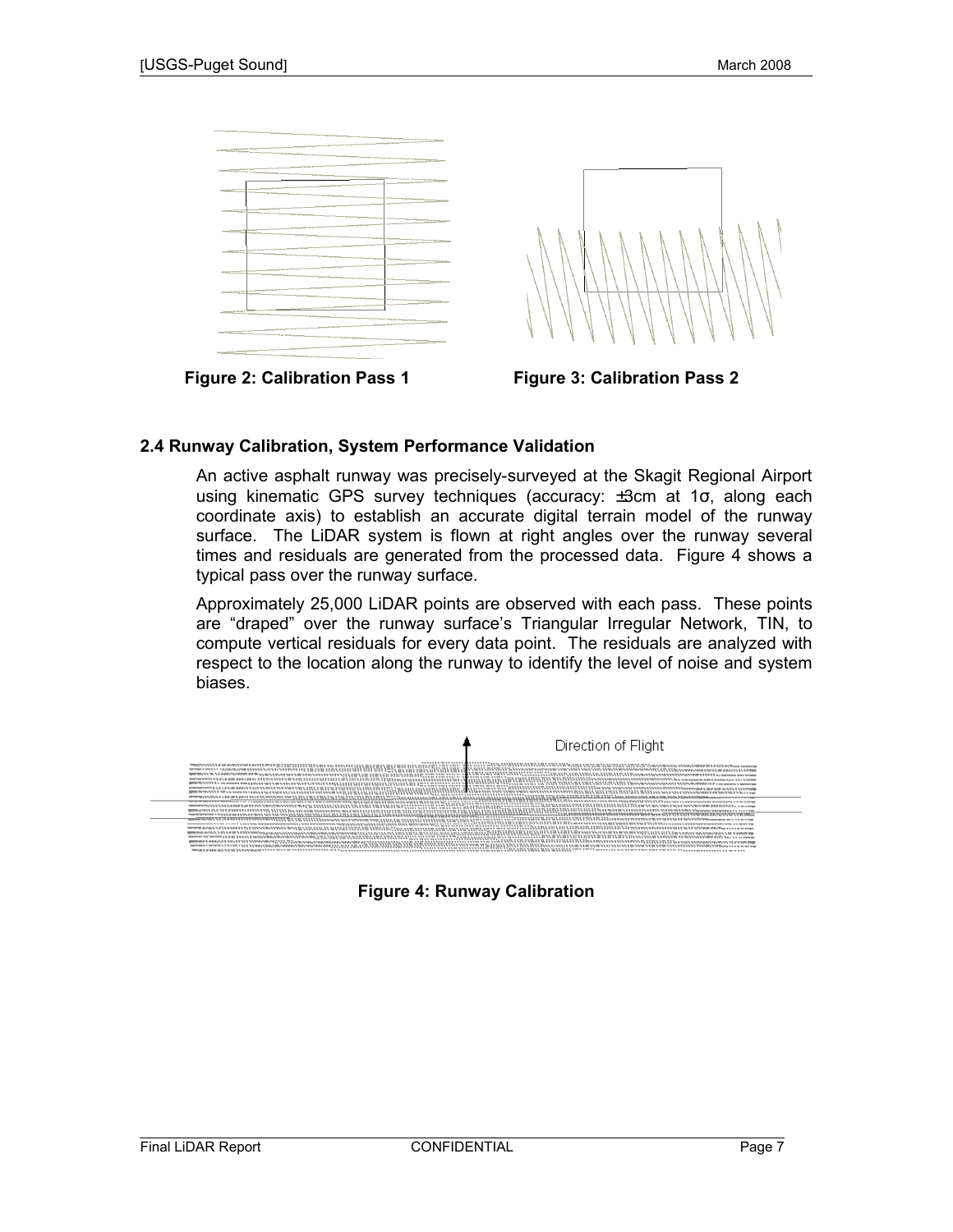Figure 2: Calibration Pass 1

Figure 3: Calibration Pass 2

### 2.4 Runway Calibration, System Performance Validation

An active asphalt runway was precisely-surveyed at the Skagit Regional Airport using kinematic GPS survey techniques (accuracy: ±3cm at 1σ, along each coordinate axis) to establish an accurate digital terrain model of the runway surface. The LiDAR system is flown at right angles over the runway several times and residuals are generated from the processed data. Figure 4 shows a typical pass over the runway surface.

Approximately 25,000 LiDAR points are observed with each pass. These points are “draped” over the runway surface’s Triangular Irregular Network, TIN, to compute vertical residuals for every data point. The residuals are analyzed with respect to the location along the runway to identify the level of noise and system biases.

Direction of Flight

Figure 4: Runway Calibration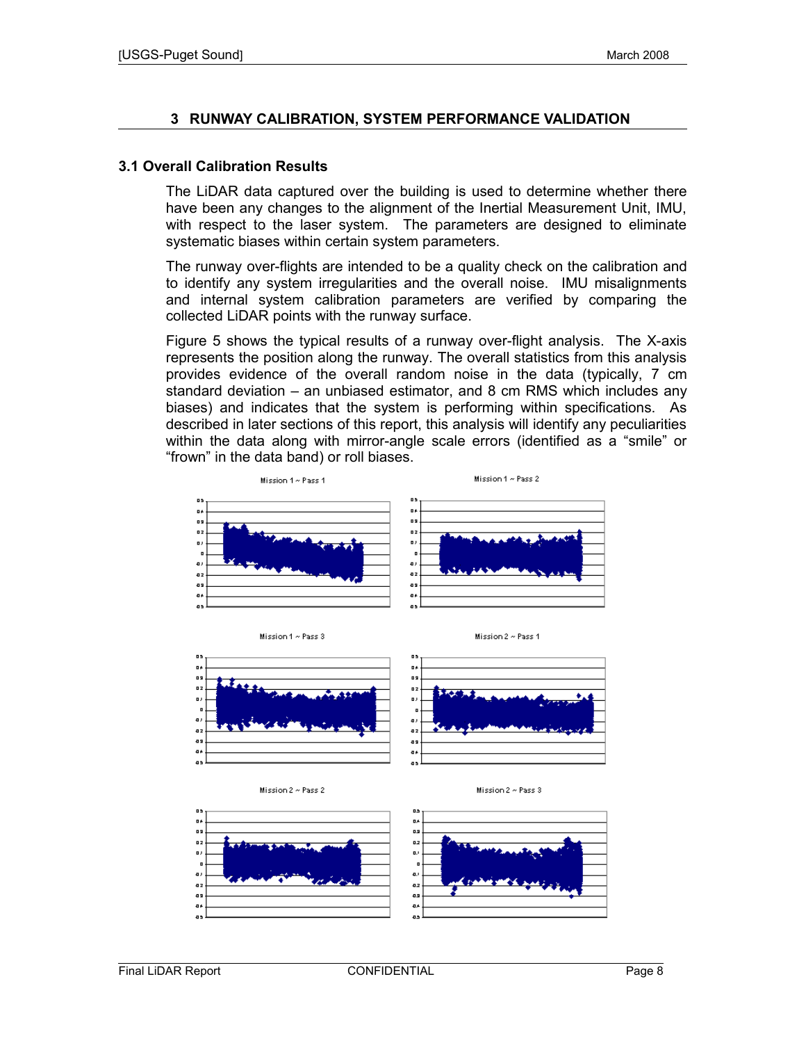## 3 RUNWAY CALIBRATION, SYSTEM PERFORMANCE VALIDATION

### 3.1 Overall Calibration Results

The LiDAR data captured over the building is used to determine whether there have been any changes to the alignment of the Inertial Measurement Unit, IMU, with respect to the laser system. The parameters are designed to eliminate systematic biases within certain system parameters.

The runway over-flights are intended to be a quality check on the calibration and to identify any system irregularities and the overall noise. IMU misalignments and internal system calibration parameters are verified by comparing the collected LiDAR points with the runway surface.

Figure 5 shows the typical results of a runway over-flight analysis. The X-axis represents the position along the runway. The overall statistics from this analysis provides evidence of the overall random noise in the data (typically, 7 cm standard deviation – an unbiased estimator, and 8 cm RMS which includes any biases) and indicates that the system is performing within specifications. As described in later sections of this report, this analysis will identify any peculiarities within the data along with mirror-angle scale errors (identified as a "smile" or "frown" in the data band) or roll biases.

Mission 1 ~ Pass 1

Mission 1 ~ Pass 2

Mission 1 ~ Pass 3

Mission 2 ~ Pass 1

Mission 2 ~ Pass 2

Mission 2 ~ Pass 3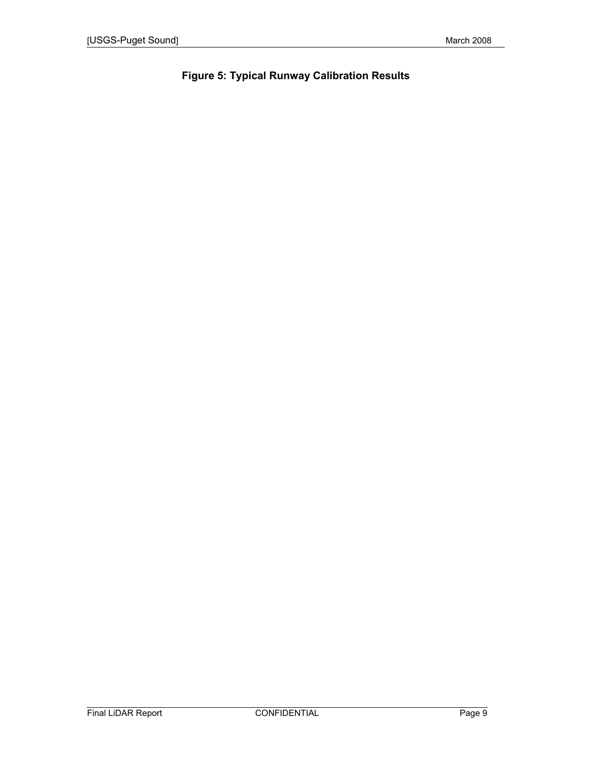**Figure 5: Typical Runway Calibration Results**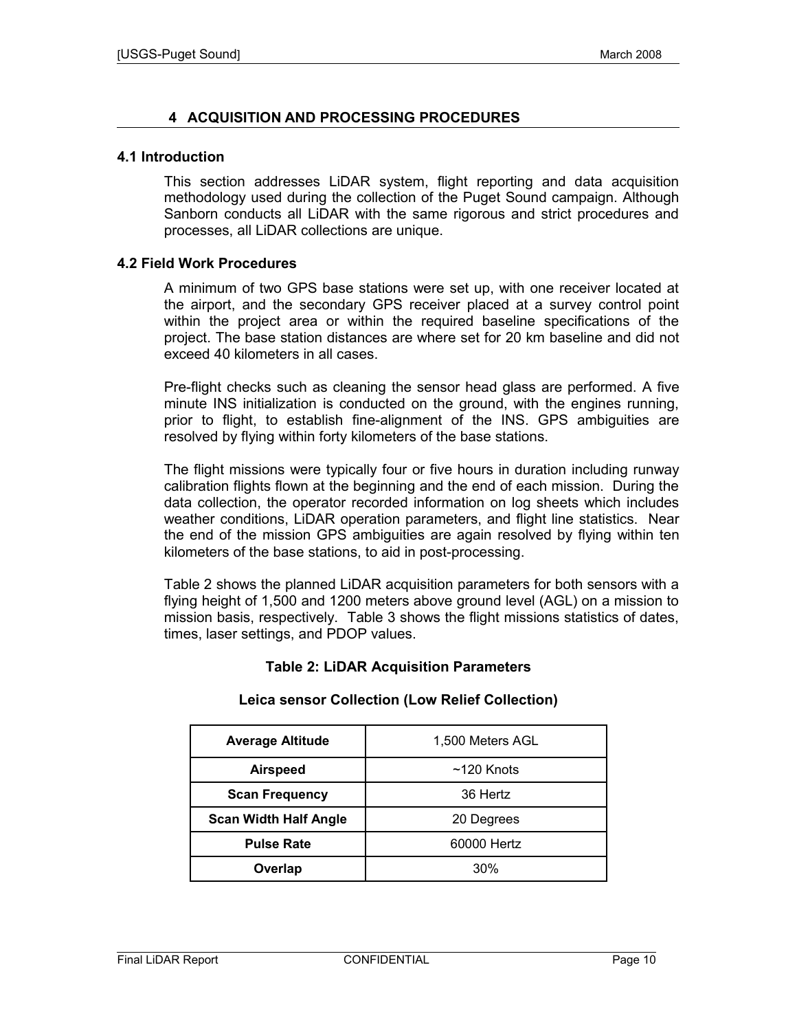# 4 ACQUISITION AND PROCESSING PROCEDURES

## 4.1 Introduction

This section addresses LiDAR system, flight reporting and data acquisition methodology used during the collection of the Puget Sound campaign. Although Sanborn conducts all LiDAR with the same rigorous and strict procedures and processes, all LiDAR collections are unique.

## 4.2 Field Work Procedures

A minimum of two GPS base stations were set up, with one receiver located at the airport, and the secondary GPS receiver placed at a survey control point within the project area or within the required baseline specifications of the project. The base station distances are where set for 20 km baseline and did not exceed 40 kilometers in all cases.

Pre-flight checks such as cleaning the sensor head glass are performed. A five minute INS initialization is conducted on the ground, with the engines running, prior to flight, to establish fine-alignment of the INS. GPS ambiguities are resolved by flying within forty kilometers of the base stations.

The flight missions were typically four or five hours in duration including runway calibration flights flown at the beginning and the end of each mission. During the data collection, the operator recorded information on log sheets which includes weather conditions, LiDAR operation parameters, and flight line statistics. Near the end of the mission GPS ambiguities are again resolved by flying within ten kilometers of the base stations, to aid in post-processing.

Table 2 shows the planned LiDAR acquisition parameters for both sensors with a flying height of 1,500 and 1200 meters above ground level (AGL) on a mission to mission basis, respectively. Table 3 shows the flight missions statistics of dates, times, laser settings, and PDOP values.

**Table 2: LiDAR Acquisition Parameters**

**Leica sensor Collection (Low Relief Collection)**

| Parameter | Value |
|---|---|
| **Average Altitude** | 1,500 Meters AGL |
| **Airspeed** | ~120 Knots |
| **Scan Frequency** | 36 Hertz |
| **Scan Width Half Angle** | 20 Degrees |
| **Pulse Rate** | 60000 Hertz |
| **Overlap** | 30% |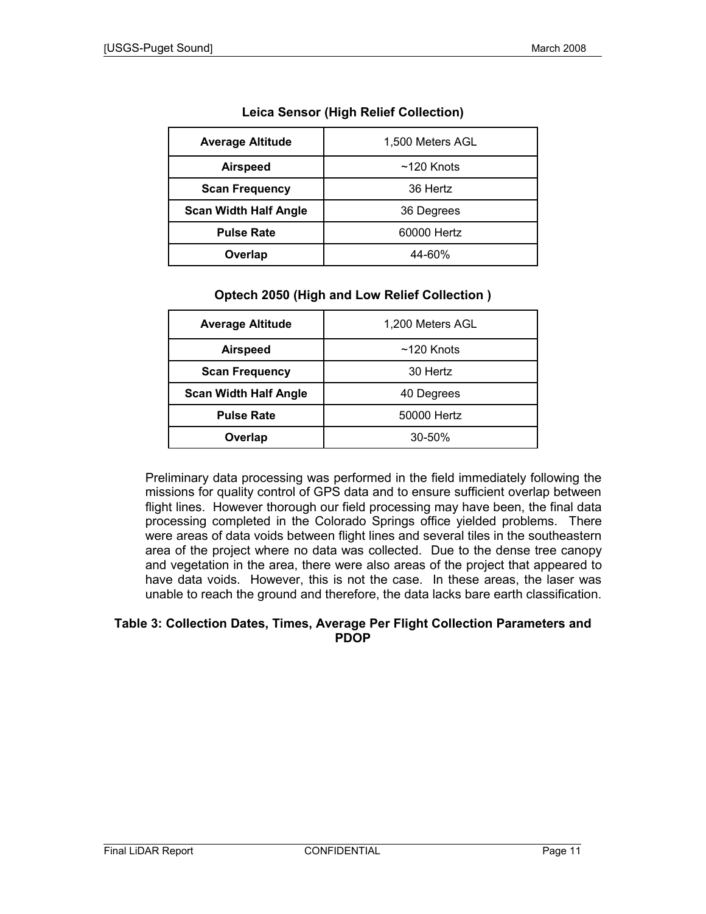**Leica Sensor (High Relief Collection)**

| Average Altitude | 1,500 Meters AGL |
|---|---|
| Airspeed | ~120 Knots |
| Scan Frequency | 36 Hertz |
| Scan Width Half Angle | 36 Degrees |
| Pulse Rate | 60000 Hertz |
| Overlap | 44-60% |

**Optech 2050 (High and Low Relief Collection )**

| Average Altitude | 1,200 Meters AGL |
|---|---|
| Airspeed | ~120 Knots |
| Scan Frequency | 30 Hertz |
| Scan Width Half Angle | 40 Degrees |
| Pulse Rate | 50000 Hertz |
| Overlap | 30-50% |

Preliminary data processing was performed in the field immediately following the missions for quality control of GPS data and to ensure sufficient overlap between flight lines. However thorough our field processing may have been, the final data processing completed in the Colorado Springs office yielded problems. There were areas of data voids between flight lines and several tiles in the southeastern area of the project where no data was collected. Due to the dense tree canopy and vegetation in the area, there were also areas of the project that appeared to have data voids. However, this is not the case. In these areas, the laser was unable to reach the ground and therefore, the data lacks bare earth classification.

**Table 3: Collection Dates, Times, Average Per Flight Collection Parameters and PDOP**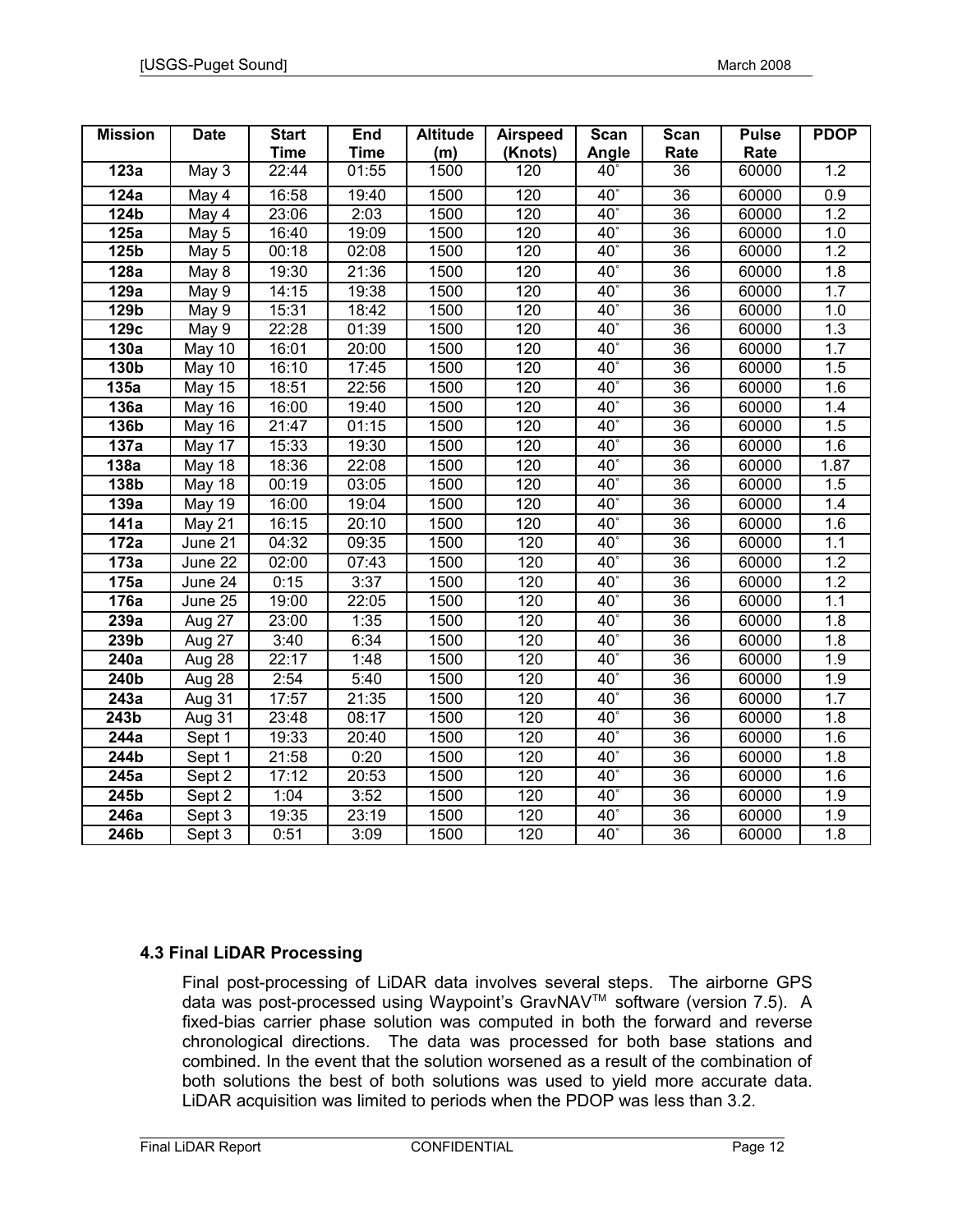| Mission | Date | Start Time | End Time | Altitude (m) | Airspeed (Knots) | Scan Angle | Scan Rate | Pulse Rate | PDOP |
|---|---|---|---|---|---|---|---|---|---|
| **123a** | May 3 | 22:44 | 01:55 | 1500 | 120 | 40˚ | 36 | 60000 | 1.2 |
| **124a** | May 4 | 16:58 | 19:40 | 1500 | 120 | 40˚ | 36 | 60000 | 0.9 |
| **124b** | May 4 | 23:06 | 2:03 | 1500 | 120 | 40˚ | 36 | 60000 | 1.2 |
| **125a** | May 5 | 16:40 | 19:09 | 1500 | 120 | 40˚ | 36 | 60000 | 1.0 |
| **125b** | May 5 | 00:18 | 02:08 | 1500 | 120 | 40˚ | 36 | 60000 | 1.2 |
| **128a** | May 8 | 19:30 | 21:36 | 1500 | 120 | 40˚ | 36 | 60000 | 1.8 |
| **129a** | May 9 | 14:15 | 19:38 | 1500 | 120 | 40˚ | 36 | 60000 | 1.7 |
| **129b** | May 9 | 15:31 | 18:42 | 1500 | 120 | 40˚ | 36 | 60000 | 1.0 |
| **129c** | May 9 | 22:28 | 01:39 | 1500 | 120 | 40˚ | 36 | 60000 | 1.3 |
| **130a** | May 10 | 16:01 | 20:00 | 1500 | 120 | 40˚ | 36 | 60000 | 1.7 |
| **130b** | May 10 | 16:10 | 17:45 | 1500 | 120 | 40˚ | 36 | 60000 | 1.5 |
| **135a** | May 15 | 18:51 | 22:56 | 1500 | 120 | 40˚ | 36 | 60000 | 1.6 |
| **136a** | May 16 | 16:00 | 19:40 | 1500 | 120 | 40˚ | 36 | 60000 | 1.4 |
| **136b** | May 16 | 21:47 | 01:15 | 1500 | 120 | 40˚ | 36 | 60000 | 1.5 |
| **137a** | May 17 | 15:33 | 19:30 | 1500 | 120 | 40˚ | 36 | 60000 | 1.6 |
| **138a** | May 18 | 18:36 | 22:08 | 1500 | 120 | 40˚ | 36 | 60000 | 1.87 |
| **138b** | May 18 | 00:19 | 03:05 | 1500 | 120 | 40˚ | 36 | 60000 | 1.5 |
| **139a** | May 19 | 16:00 | 19:04 | 1500 | 120 | 40˚ | 36 | 60000 | 1.4 |
| **141a** | May 21 | 16:15 | 20:10 | 1500 | 120 | 40˚ | 36 | 60000 | 1.6 |
| **172a** | June 21 | 04:32 | 09:35 | 1500 | 120 | 40˚ | 36 | 60000 | 1.1 |
| **173a** | June 22 | 02:00 | 07:43 | 1500 | 120 | 40˚ | 36 | 60000 | 1.2 |
| **175a** | June 24 | 0:15 | 3:37 | 1500 | 120 | 40˚ | 36 | 60000 | 1.2 |
| **176a** | June 25 | 19:00 | 22:05 | 1500 | 120 | 40˚ | 36 | 60000 | 1.1 |
| **239a** | Aug 27 | 23:00 | 1:35 | 1500 | 120 | 40˚ | 36 | 60000 | 1.8 |
| **239b** | Aug 27 | 3:40 | 6:34 | 1500 | 120 | 40˚ | 36 | 60000 | 1.8 |
| **240a** | Aug 28 | 22:17 | 1:48 | 1500 | 120 | 40˚ | 36 | 60000 | 1.9 |
| **240b** | Aug 28 | 2:54 | 5:40 | 1500 | 120 | 40˚ | 36 | 60000 | 1.9 |
| **243a** | Aug 31 | 17:57 | 21:35 | 1500 | 120 | 40˚ | 36 | 60000 | 1.7 |
| **243b** | Aug 31 | 23:48 | 08:17 | 1500 | 120 | 40˚ | 36 | 60000 | 1.8 |
| **244a** | Sept 1 | 19:33 | 20:40 | 1500 | 120 | 40˚ | 36 | 60000 | 1.6 |
| **244b** | Sept 1 | 21:58 | 0:20 | 1500 | 120 | 40˚ | 36 | 60000 | 1.8 |
| **245a** | Sept 2 | 17:12 | 20:53 | 1500 | 120 | 40˚ | 36 | 60000 | 1.6 |
| **245b** | Sept 2 | 1:04 | 3:52 | 1500 | 120 | 40˚ | 36 | 60000 | 1.9 |
| **246a** | Sept 3 | 19:35 | 23:19 | 1500 | 120 | 40˚ | 36 | 60000 | 1.9 |
| **246b** | Sept 3 | 0:51 | 3:09 | 1500 | 120 | 40˚ | 36 | 60000 | 1.8 |

### 4.3 Final LiDAR Processing

Final post-processing of LiDAR data involves several steps. The airborne GPS data was post-processed using Waypoint's GravNAV™ software (version 7.5). A fixed-bias carrier phase solution was computed in both the forward and reverse chronological directions. The data was processed for both base stations and combined. In the event that the solution worsened as a result of the combination of both solutions the best of both solutions was used to yield more accurate data. LiDAR acquisition was limited to periods when the PDOP was less than 3.2.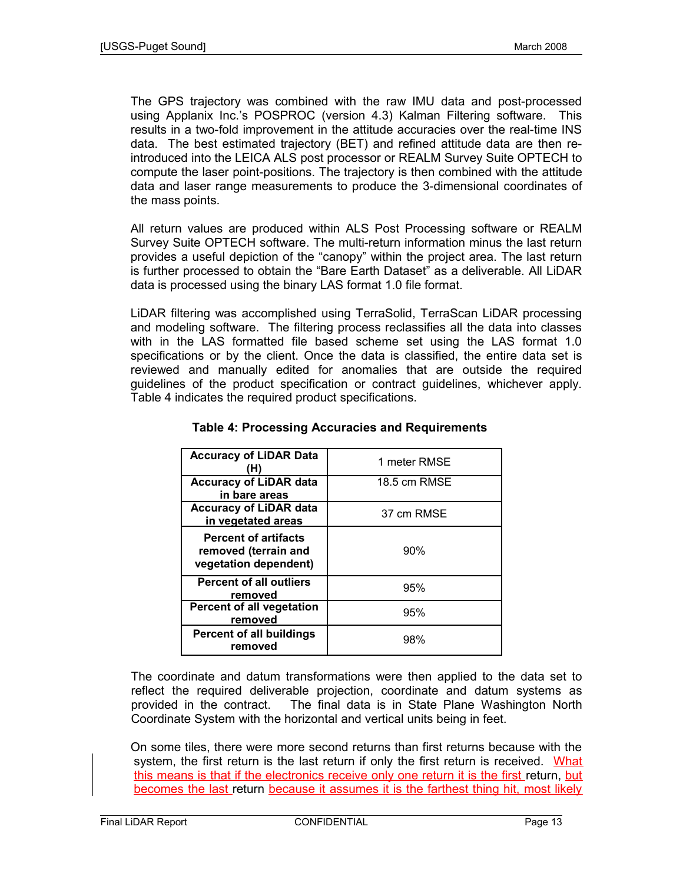The GPS trajectory was combined with the raw IMU data and post-processed using Applanix Inc.'s POSPROC (version 4.3) Kalman Filtering software. This results in a two-fold improvement in the attitude accuracies over the real-time INS data. The best estimated trajectory (BET) and refined attitude data are then re-introduced into the LEICA ALS post processor or REALM Survey Suite OPTECH to compute the laser point-positions. The trajectory is then combined with the attitude data and laser range measurements to produce the 3-dimensional coordinates of the mass points.

All return values are produced within ALS Post Processing software or REALM Survey Suite OPTECH software. The multi-return information minus the last return provides a useful depiction of the "canopy" within the project area. The last return is further processed to obtain the "Bare Earth Dataset" as a deliverable. All LiDAR data is processed using the binary LAS format 1.0 file format.

LiDAR filtering was accomplished using TerraSolid, TerraScan LiDAR processing and modeling software. The filtering process reclassifies all the data into classes with in the LAS formatted file based scheme set using the LAS format 1.0 specifications or by the client. Once the data is classified, the entire data set is reviewed and manually edited for anomalies that are outside the required guidelines of the product specification or contract guidelines, whichever apply. Table 4 indicates the required product specifications.

**Table 4: Processing Accuracies and Requirements**

| | |
|---|---|
| **Accuracy of LiDAR Data (H)** | 1 meter RMSE |
| **Accuracy of LiDAR data in bare areas** | 18.5 cm RMSE |
| **Accuracy of LiDAR data in vegetated areas** | 37 cm RMSE |
| **Percent of artifacts removed (terrain and vegetation dependent)** | 90% |
| **Percent of all outliers removed** | 95% |
| **Percent of all vegetation removed** | 95% |
| **Percent of all buildings removed** | 98% |

The coordinate and datum transformations were then applied to the data set to reflect the required deliverable projection, coordinate and datum systems as provided in the contract. The final data is in State Plane Washington North Coordinate System with the horizontal and vertical units being in feet.

On some tiles, there were more second returns than first returns because with the system, the first return is the last return if only the first return is received. What this means is that if the electronics receive only one return it is the first return, but becomes the last return because it assumes it is the farthest thing hit, most likely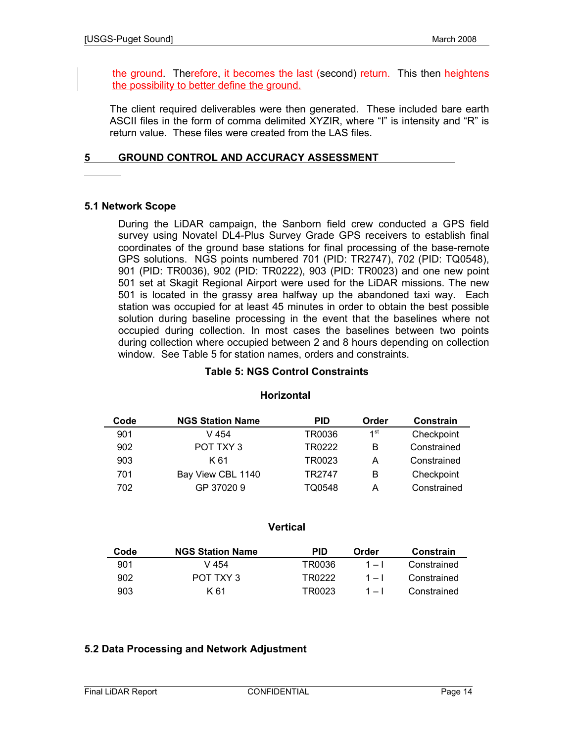the ground. Therefore, it becomes the last (second) return. This then heightens the possibility to better define the ground.

The client required deliverables were then generated. These included bare earth ASCII files in the form of comma delimited XYZIR, where "I" is intensity and "R" is return value. These files were created from the LAS files.

## 5 GROUND CONTROL AND ACCURACY ASSESSMENT

### 5.1 Network Scope

During the LiDAR campaign, the Sanborn field crew conducted a GPS field survey using Novatel DL4-Plus Survey Grade GPS receivers to establish final coordinates of the ground base stations for final processing of the base-remote GPS solutions. NGS points numbered 701 (PID: TR2747), 702 (PID: TQ0548), 901 (PID: TR0036), 902 (PID: TR0222), 903 (PID: TR0023) and one new point 501 set at Skagit Regional Airport were used for the LiDAR missions. The new 501 is located in the grassy area halfway up the abandoned taxi way. Each station was occupied for at least 45 minutes in order to obtain the best possible solution during baseline processing in the event that the baselines where not occupied during collection. In most cases the baselines between two points during collection where occupied between 2 and 8 hours depending on collection window. See Table 5 for station names, orders and constraints.

**Table 5: NGS Control Constraints**

**Horizontal**

| Code | NGS Station Name | PID | Order | Constrain |
|---|---|---|---|---|
| 901 | V 454 | TR0036 | 1st | Checkpoint |
| 902 | POT TXY 3 | TR0222 | B | Constrained |
| 903 | K 61 | TR0023 | A | Constrained |
| 701 | Bay View CBL 1140 | TR2747 | B | Checkpoint |
| 702 | GP 37020 9 | TQ0548 | A | Constrained |

**Vertical**

| Code | NGS Station Name | PID | Order | Constrain |
|---|---|---|---|---|
| 901 | V 454 | TR0036 | 1 – I | Constrained |
| 902 | POT TXY 3 | TR0222 | 1 – I | Constrained |
| 903 | K 61 | TR0023 | 1 – I | Constrained |

### 5.2 Data Processing and Network Adjustment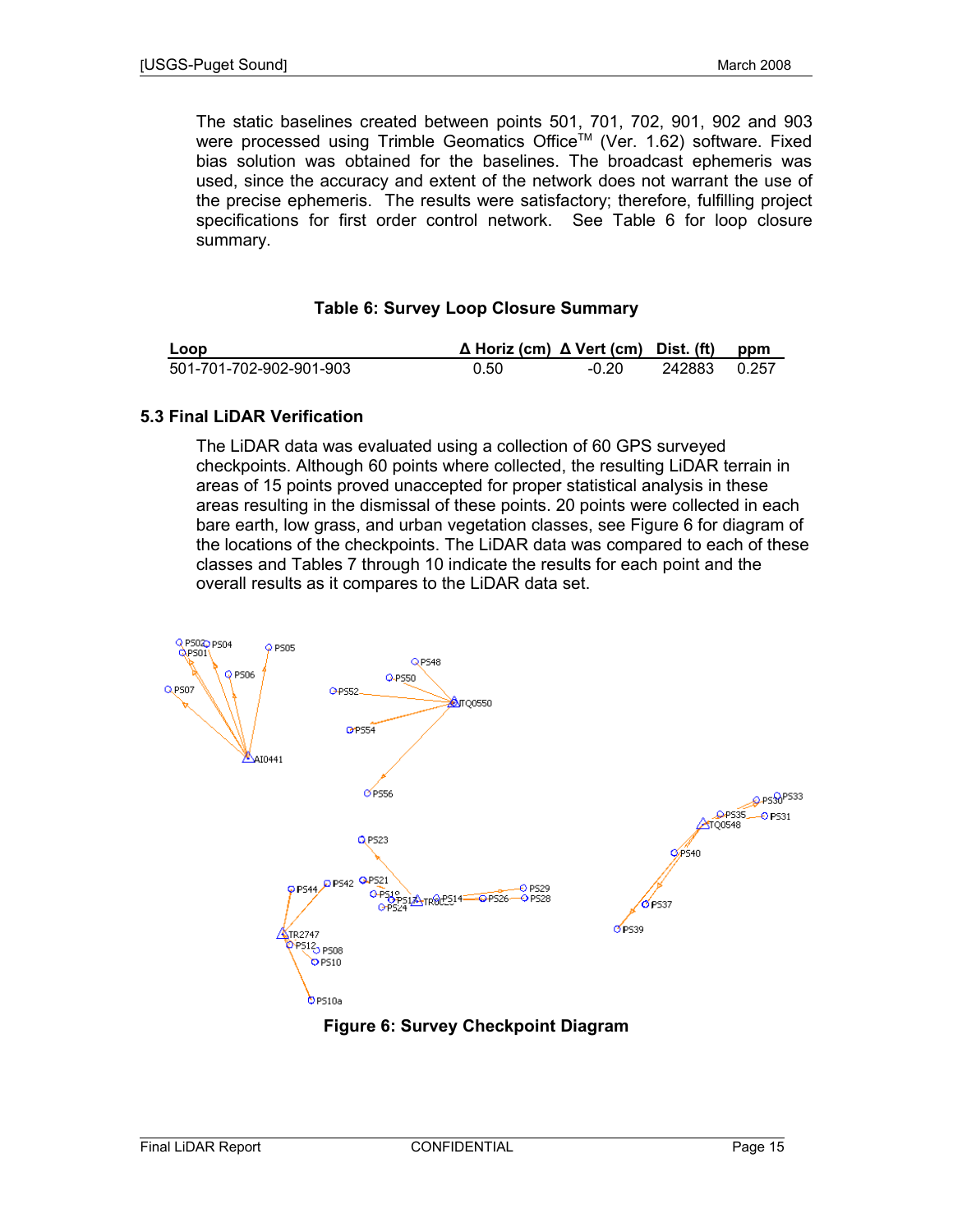The static baselines created between points 501, 701, 702, 901, 902 and 903 were processed using Trimble Geomatics Office™ (Ver. 1.62) software. Fixed bias solution was obtained for the baselines. The broadcast ephemeris was used, since the accuracy and extent of the network does not warrant the use of the precise ephemeris. The results were satisfactory; therefore, fulfilling project specifications for first order control network. See Table 6 for loop closure summary.

**Table 6: Survey Loop Closure Summary**

| Loop | Δ Horiz (cm) | Δ Vert (cm) | Dist. (ft) | ppm |
|---|---|---|---|---|
| 501-701-702-902-901-903 | 0.50 | -0.20 | 242883 | 0.257 |

### 5.3 Final LiDAR Verification

The LiDAR data was evaluated using a collection of 60 GPS surveyed checkpoints. Although 60 points where collected, the resulting LiDAR terrain in areas of 15 points proved unaccepted for proper statistical analysis in these areas resulting in the dismissal of these points. 20 points were collected in each bare earth, low grass, and urban vegetation classes, see Figure 6 for diagram of the locations of the checkpoints. The LiDAR data was compared to each of these classes and Tables 7 through 10 indicate the results for each point and the overall results as it compares to the LiDAR data set.

**Figure 6: Survey Checkpoint Diagram**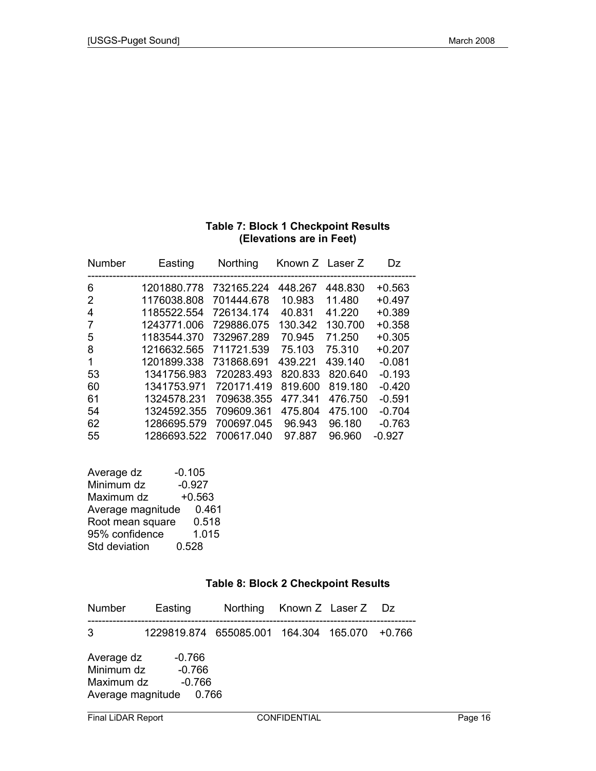**Table 7: Block 1 Checkpoint Results**
**(Elevations are in Feet)**

| Number | Easting | Northing | Known Z | Laser Z | Dz |
|---|---|---|---|---|---|
| 6 | 1201880.778 | 732165.224 | 448.267 | 448.830 | +0.563 |
| 2 | 1176038.808 | 701444.678 | 10.983 | 11.480 | +0.497 |
| 4 | 1185522.554 | 726134.174 | 40.831 | 41.220 | +0.389 |
| 7 | 1243771.006 | 729886.075 | 130.342 | 130.700 | +0.358 |
| 5 | 1183544.370 | 732967.289 | 70.945 | 71.250 | +0.305 |
| 8 | 1216632.565 | 711721.539 | 75.103 | 75.310 | +0.207 |
| 1 | 1201899.338 | 731868.691 | 439.221 | 439.140 | -0.081 |
| 53 | 1341756.983 | 720283.493 | 820.833 | 820.640 | -0.193 |
| 60 | 1341753.971 | 720171.419 | 819.600 | 819.180 | -0.420 |
| 61 | 1324578.231 | 709638.355 | 477.341 | 476.750 | -0.591 |
| 54 | 1324592.355 | 709609.361 | 475.804 | 475.100 | -0.704 |
| 62 | 1286695.579 | 700697.045 | 96.943 | 96.180 | -0.763 |
| 55 | 1286693.522 | 700617.040 | 97.887 | 96.960 | -0.927 |

Average dz -0.105
Minimum dz -0.927
Maximum dz +0.563
Average magnitude 0.461
Root mean square 0.518
95% confidence 1.015
Std deviation 0.528

**Table 8: Block 2 Checkpoint Results**

| Number | Easting | Northing | Known Z | Laser Z | Dz |
|---|---|---|---|---|---|
| 3 | 1229819.874 | 655085.001 | 164.304 | 165.070 | +0.766 |

Average dz -0.766
Minimum dz -0.766
Maximum dz -0.766
Average magnitude 0.766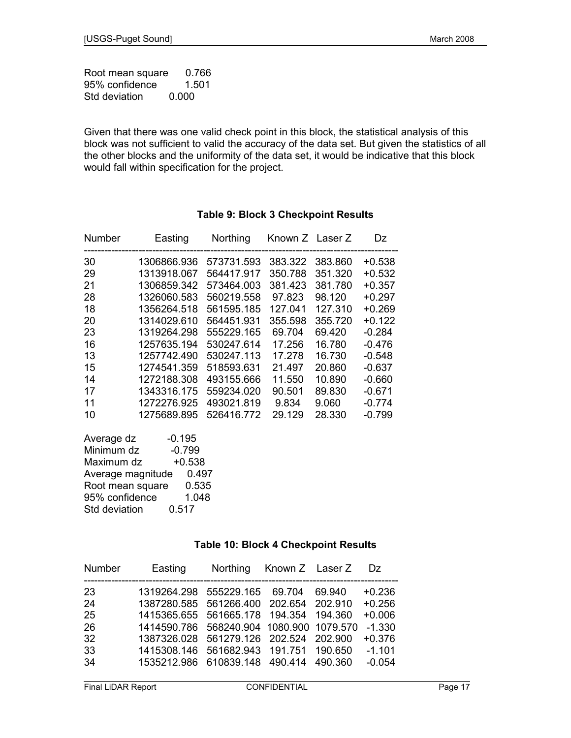Root mean square 0.766
95% confidence 1.501
Std deviation 0.000

Given that there was one valid check point in this block, the statistical analysis of this block was not sufficient to valid the accuracy of the data set. But given the statistics of all the other blocks and the uniformity of the data set, it would be indicative that this block would fall within specification for the project.

**Table 9: Block 3 Checkpoint Results**

| Number | Easting | Northing | Known Z | Laser Z | Dz |
|---|---|---|---|---|---|
| 30 | 1306866.936 | 573731.593 | 383.322 | 383.860 | +0.538 |
| 29 | 1313918.067 | 564417.917 | 350.788 | 351.320 | +0.532 |
| 21 | 1306859.342 | 573464.003 | 381.423 | 381.780 | +0.357 |
| 28 | 1326060.583 | 560219.558 | 97.823 | 98.120 | +0.297 |
| 18 | 1356264.518 | 561595.185 | 127.041 | 127.310 | +0.269 |
| 20 | 1314029.610 | 564451.931 | 355.598 | 355.720 | +0.122 |
| 23 | 1319264.298 | 555229.165 | 69.704 | 69.420 | -0.284 |
| 16 | 1257635.194 | 530247.614 | 17.256 | 16.780 | -0.476 |
| 13 | 1257742.490 | 530247.113 | 17.278 | 16.730 | -0.548 |
| 15 | 1274541.359 | 518593.631 | 21.497 | 20.860 | -0.637 |
| 14 | 1272188.308 | 493155.666 | 11.550 | 10.890 | -0.660 |
| 17 | 1343316.175 | 559234.020 | 90.501 | 89.830 | -0.671 |
| 11 | 1272276.925 | 493021.819 | 9.834 | 9.060 | -0.774 |
| 10 | 1275689.895 | 526416.772 | 29.129 | 28.330 | -0.799 |

Average dz -0.195
Minimum dz -0.799
Maximum dz +0.538
Average magnitude 0.497
Root mean square 0.535
95% confidence 1.048
Std deviation 0.517

**Table 10: Block 4 Checkpoint Results**

| Number | Easting | Northing | Known Z | Laser Z | Dz |
|---|---|---|---|---|---|
| 23 | 1319264.298 | 555229.165 | 69.704 | 69.940 | +0.236 |
| 24 | 1387280.585 | 561266.400 | 202.654 | 202.910 | +0.256 |
| 25 | 1415365.655 | 561665.178 | 194.354 | 194.360 | +0.006 |
| 26 | 1414590.786 | 568240.904 | 1080.900 | 1079.570 | -1.330 |
| 32 | 1387326.028 | 561279.126 | 202.524 | 202.900 | +0.376 |
| 33 | 1415308.146 | 561682.943 | 191.751 | 190.650 | -1.101 |
| 34 | 1535212.986 | 610839.148 | 490.414 | 490.360 | -0.054 |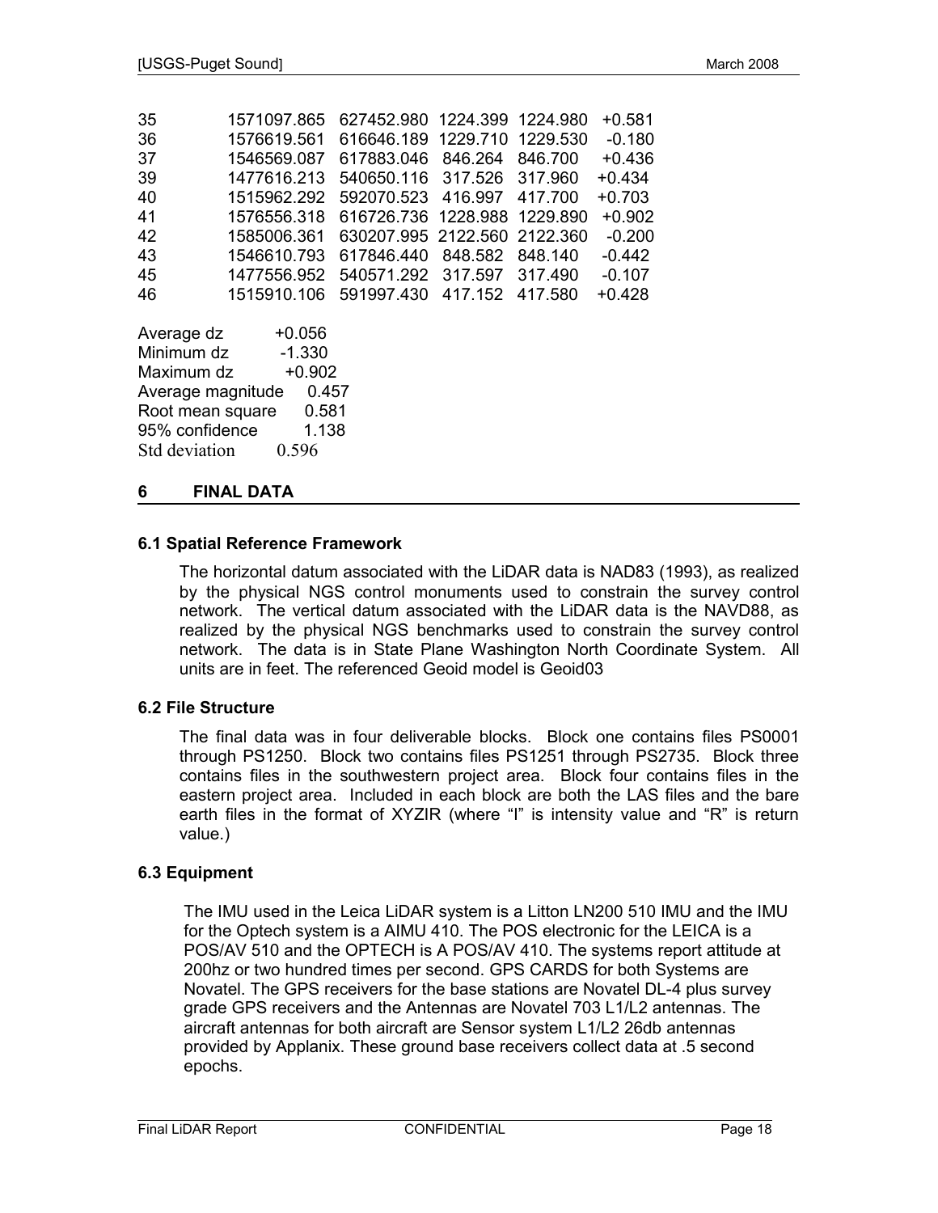| | | | | | |
|---|---|---|---|---|---|
| 35 | 1571097.865 | 627452.980 | 1224.399 | 1224.980 | +0.581 |
| 36 | 1576619.561 | 616646.189 | 1229.710 | 1229.530 | -0.180 |
| 37 | 1546569.087 | 617883.046 | 846.264 | 846.700 | +0.436 |
| 39 | 1477616.213 | 540650.116 | 317.526 | 317.960 | +0.434 |
| 40 | 1515962.292 | 592070.523 | 416.997 | 417.700 | +0.703 |
| 41 | 1576556.318 | 616726.736 | 1228.988 | 1229.890 | +0.902 |
| 42 | 1585006.361 | 630207.995 | 2122.560 | 2122.360 | -0.200 |
| 43 | 1546610.793 | 617846.440 | 848.582 | 848.140 | -0.442 |
| 45 | 1477556.952 | 540571.292 | 317.597 | 317.490 | -0.107 |
| 46 | 1515910.106 | 591997.430 | 417.152 | 417.580 | +0.428 |

Average dz +0.056
Minimum dz -1.330
Maximum dz +0.902
Average magnitude 0.457
Root mean square 0.581
95% confidence 1.138
Std deviation 0.596

## 6 FINAL DATA

### 6.1 Spatial Reference Framework

The horizontal datum associated with the LiDAR data is NAD83 (1993), as realized by the physical NGS control monuments used to constrain the survey control network. The vertical datum associated with the LiDAR data is the NAVD88, as realized by the physical NGS benchmarks used to constrain the survey control network. The data is in State Plane Washington North Coordinate System. All units are in feet. The referenced Geoid model is Geoid03

### 6.2 File Structure

The final data was in four deliverable blocks. Block one contains files PS0001 through PS1250. Block two contains files PS1251 through PS2735. Block three contains files in the southwestern project area. Block four contains files in the eastern project area. Included in each block are both the LAS files and the bare earth files in the format of XYZIR (where "I" is intensity value and "R" is return value.)

### 6.3 Equipment

The IMU used in the Leica LiDAR system is a Litton LN200 510 IMU and the IMU for the Optech system is a AIMU 410. The POS electronic for the LEICA is a POS/AV 510 and the OPTECH is A POS/AV 410. The systems report attitude at 200hz or two hundred times per second. GPS CARDS for both Systems are Novatel. The GPS receivers for the base stations are Novatel DL-4 plus survey grade GPS receivers and the Antennas are Novatel 703 L1/L2 antennas. The aircraft antennas for both aircraft are Sensor system L1/L2 26db antennas provided by Applanix. These ground base receivers collect data at .5 second epochs.